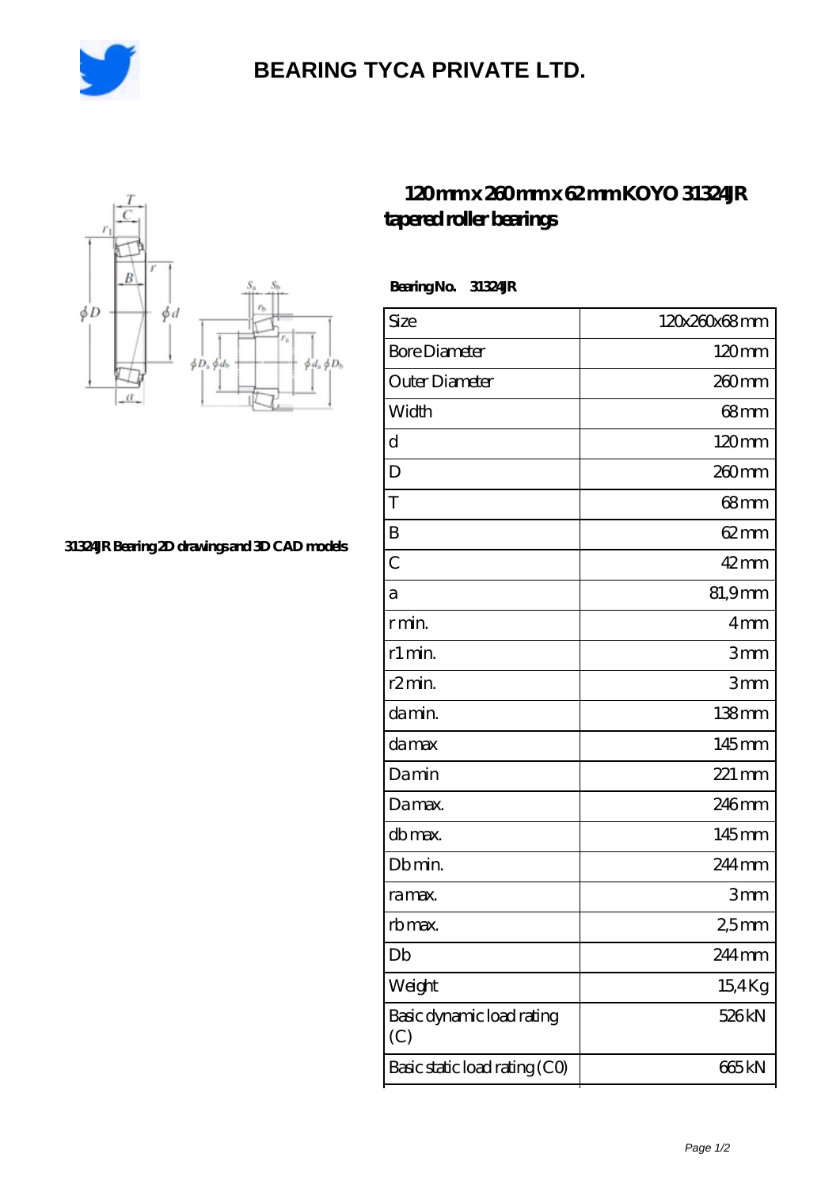# BEARING TYCA PRIVATE LTD.

## 120 mm x 260 mm x 62 mm KOYO 31324JR tapered roller bearings

31324JR Bearing 2D drawings and 3D CAD models

**Bearing No. 31324JR**

| Size | 120x260x68 mm |
|---|---|
| Bore Diameter | 120 mm |
| Outer Diameter | 260 mm |
| Width | 68 mm |
| d | 120 mm |
| D | 260 mm |
| T | 68 mm |
| B | 62 mm |
| C | 42 mm |
| a | 81,9 mm |
| r min. | 4 mm |
| r1 min. | 3 mm |
| r2 min. | 3 mm |
| da min. | 138 mm |
| da max | 145 mm |
| Da min | 221 mm |
| Da max. | 246 mm |
| db max. | 145 mm |
| Db min. | 244 mm |
| ra max. | 3 mm |
| rb max. | 2,5 mm |
| Db | 244 mm |
| Weight | 15,4 Kg |
| Basic dynamic load rating (C) | 526 kN |
| Basic static load rating (C0) | 665 kN |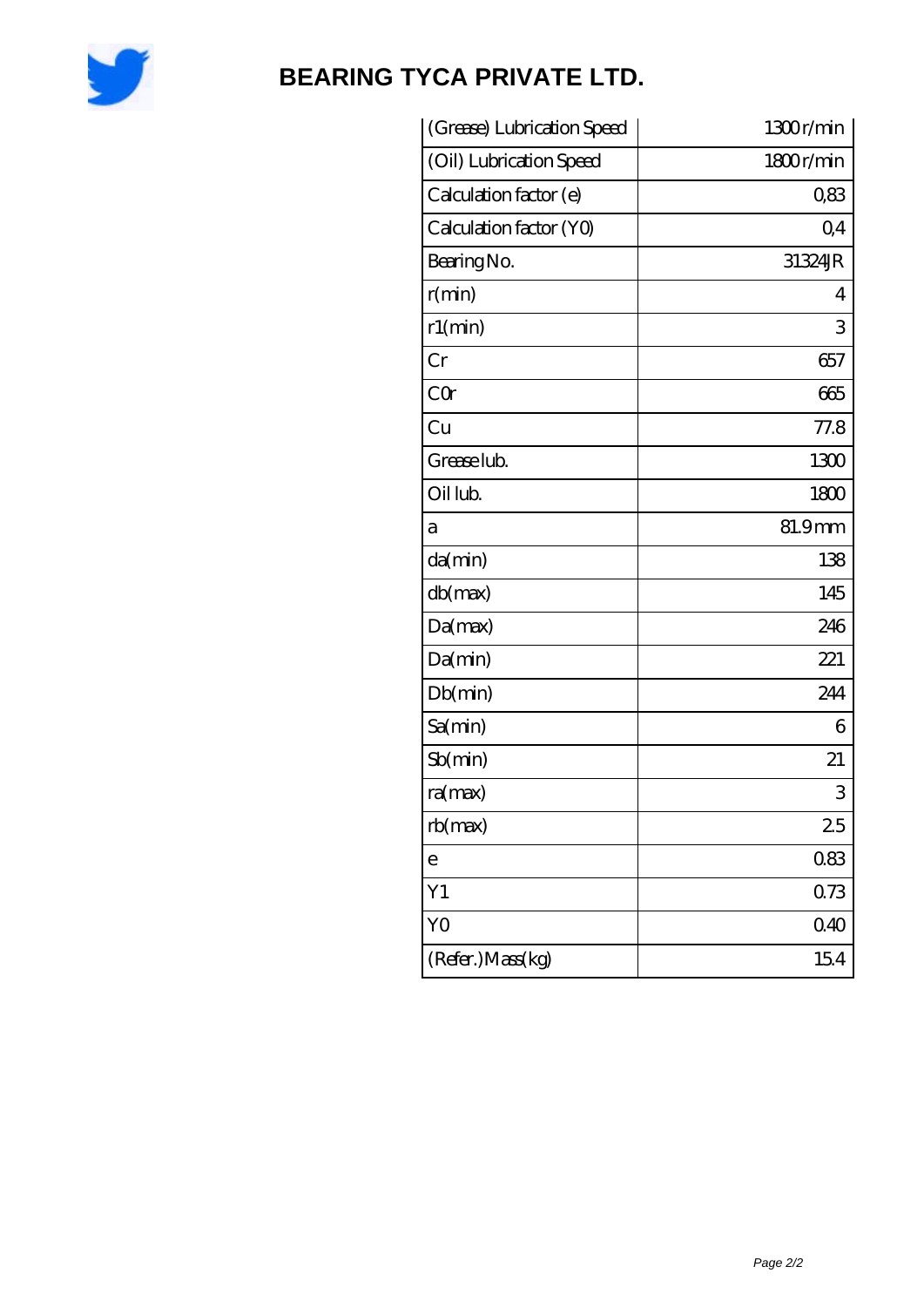**BEARING TYCA PRIVATE LTD.**

| | |
|---|---|
| (Grease) Lubrication Speed | 1300 r/min |
| (Oil) Lubrication Speed | 1800 r/min |
| Calculation factor (e) | 0,83 |
| Calculation factor (Y0) | 0,4 |
| Bearing No. | 31324JR |
| r(min) | 4 |
| r1(min) | 3 |
| Cr | 657 |
| C0r | 665 |
| Cu | 77.8 |
| Grease lub. | 1300 |
| Oil lub. | 1800 |
| a | 81.9 mm |
| da(min) | 138 |
| db(max) | 145 |
| Da(max) | 246 |
| Da(min) | 221 |
| Db(min) | 244 |
| Sa(min) | 6 |
| Sb(min) | 21 |
| ra(max) | 3 |
| rb(max) | 2.5 |
| e | 0.83 |
| Y1 | 0.73 |
| Y0 | 0.40 |
| (Refer.)Mass(kg) | 15.4 |